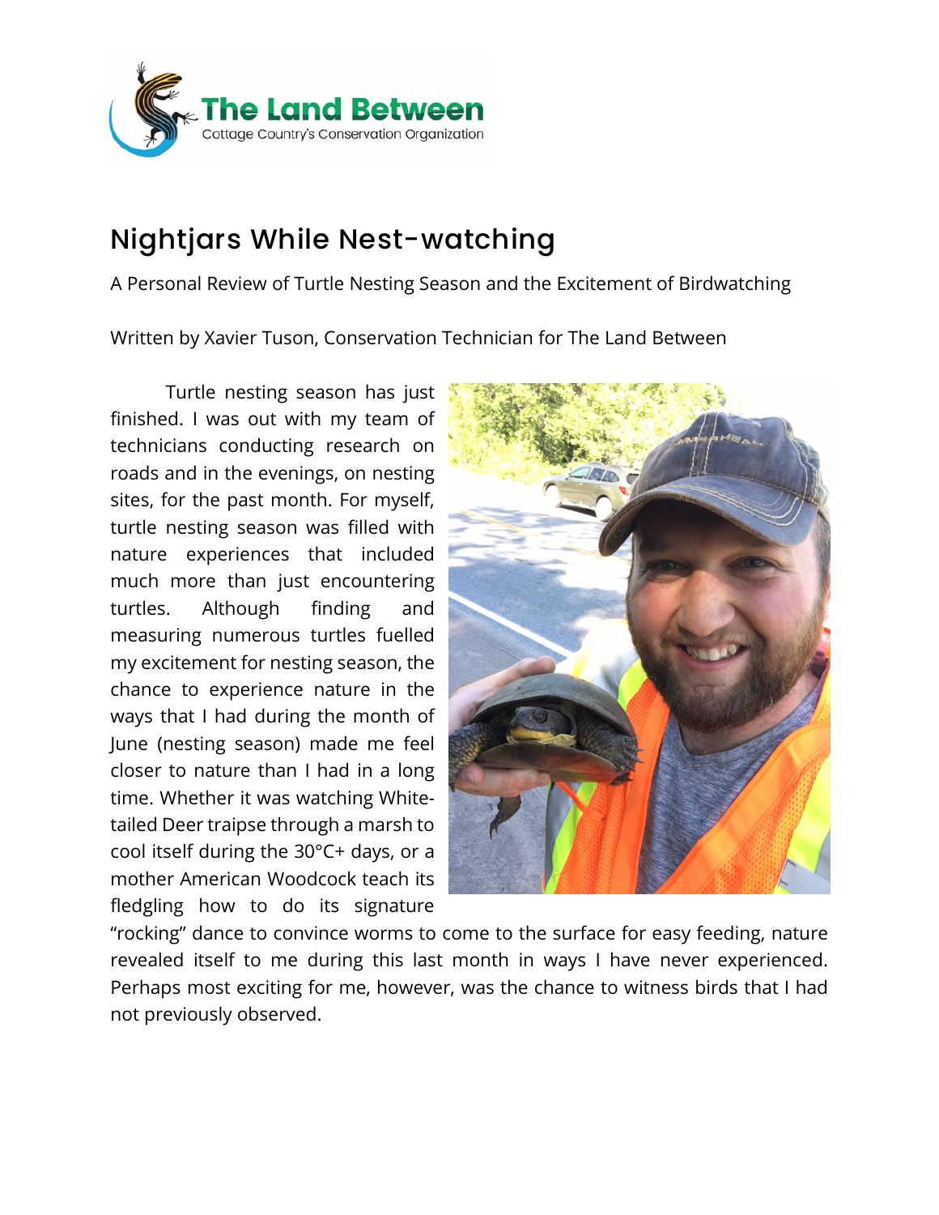The Land Between
Cottage Country's Conservation Organization

# Nightjars While Nest-watching

A Personal Review of Turtle Nesting Season and the Excitement of Birdwatching

Written by Xavier Tuson, Conservation Technician for The Land Between

Turtle nesting season has just finished. I was out with my team of technicians conducting research on roads and in the evenings, on nesting sites, for the past month. For myself, turtle nesting season was filled with nature experiences that included much more than just encountering turtles. Although finding and measuring numerous turtles fuelled my excitement for nesting season, the chance to experience nature in the ways that I had during the month of June (nesting season) made me feel closer to nature than I had in a long time. Whether it was watching White-tailed Deer traipse through a marsh to cool itself during the 30°C+ days, or a mother American Woodcock teach its fledgling how to do its signature "rocking" dance to convince worms to come to the surface for easy feeding, nature revealed itself to me during this last month in ways I have never experienced. Perhaps most exciting for me, however, was the chance to witness birds that I had not previously observed.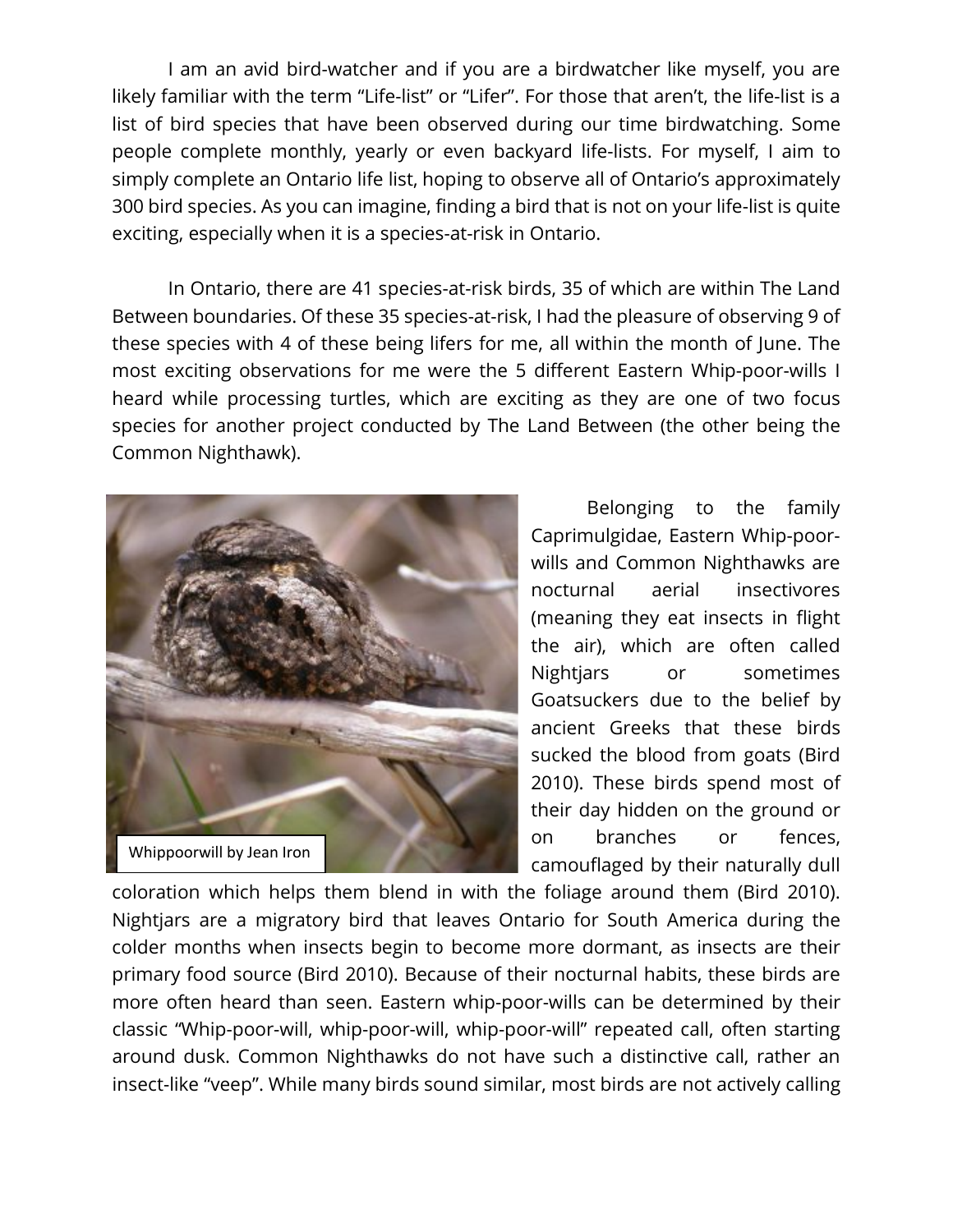I am an avid bird-watcher and if you are a birdwatcher like myself, you are likely familiar with the term "Life-list" or "Lifer". For those that aren't, the life-list is a list of bird species that have been observed during our time birdwatching. Some people complete monthly, yearly or even backyard life-lists. For myself, I aim to simply complete an Ontario life list, hoping to observe all of Ontario's approximately 300 bird species. As you can imagine, finding a bird that is not on your life-list is quite exciting, especially when it is a species-at-risk in Ontario.

In Ontario, there are 41 species-at-risk birds, 35 of which are within The Land Between boundaries. Of these 35 species-at-risk, I had the pleasure of observing 9 of these species with 4 of these being lifers for me, all within the month of June. The most exciting observations for me were the 5 different Eastern Whip-poor-wills I heard while processing turtles, which are exciting as they are one of two focus species for another project conducted by The Land Between (the other being the Common Nighthawk).

Whippoorwill by Jean Iron

Belonging to the family Caprimulgidae, Eastern Whip-poor-wills and Common Nighthawks are nocturnal aerial insectivores (meaning they eat insects in flight the air), which are often called Nightjars or sometimes Goatsuckers due to the belief by ancient Greeks that these birds sucked the blood from goats (Bird 2010). These birds spend most of their day hidden on the ground or on branches or fences, camouflaged by their naturally dull coloration which helps them blend in with the foliage around them (Bird 2010). Nightjars are a migratory bird that leaves Ontario for South America during the colder months when insects begin to become more dormant, as insects are their primary food source (Bird 2010). Because of their nocturnal habits, these birds are more often heard than seen. Eastern whip-poor-wills can be determined by their classic "Whip-poor-will, whip-poor-will, whip-poor-will" repeated call, often starting around dusk. Common Nighthawks do not have such a distinctive call, rather an insect-like "veep". While many birds sound similar, most birds are not actively calling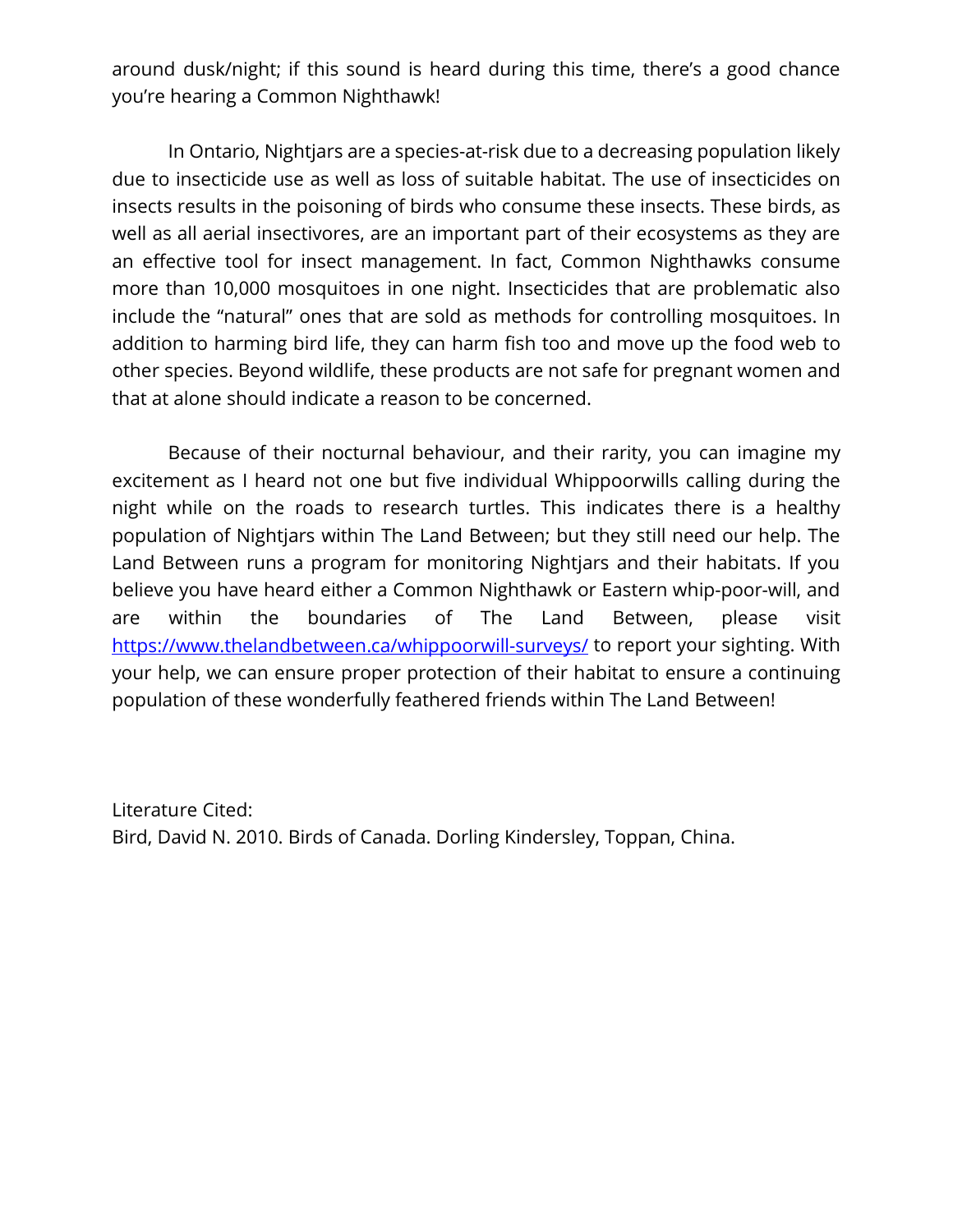around dusk/night; if this sound is heard during this time, there's a good chance you're hearing a Common Nighthawk!

In Ontario, Nightjars are a species-at-risk due to a decreasing population likely due to insecticide use as well as loss of suitable habitat. The use of insecticides on insects results in the poisoning of birds who consume these insects. These birds, as well as all aerial insectivores, are an important part of their ecosystems as they are an effective tool for insect management. In fact, Common Nighthawks consume more than 10,000 mosquitoes in one night. Insecticides that are problematic also include the "natural" ones that are sold as methods for controlling mosquitoes. In addition to harming bird life, they can harm fish too and move up the food web to other species. Beyond wildlife, these products are not safe for pregnant women and that at alone should indicate a reason to be concerned.

Because of their nocturnal behaviour, and their rarity, you can imagine my excitement as I heard not one but five individual Whippoorwills calling during the night while on the roads to research turtles. This indicates there is a healthy population of Nightjars within The Land Between; but they still need our help. The Land Between runs a program for monitoring Nightjars and their habitats. If you believe you have heard either a Common Nighthawk or Eastern whip-poor-will, and are within the boundaries of The Land Between, please visit [https://www.thelandbetween.ca/whippoorwill-surveys/](https://www.thelandbetween.ca/whippoorwill-surveys/) to report your sighting. With your help, we can ensure proper protection of their habitat to ensure a continuing population of these wonderfully feathered friends within The Land Between!

Literature Cited:
Bird, David N. 2010. Birds of Canada. Dorling Kindersley, Toppan, China.